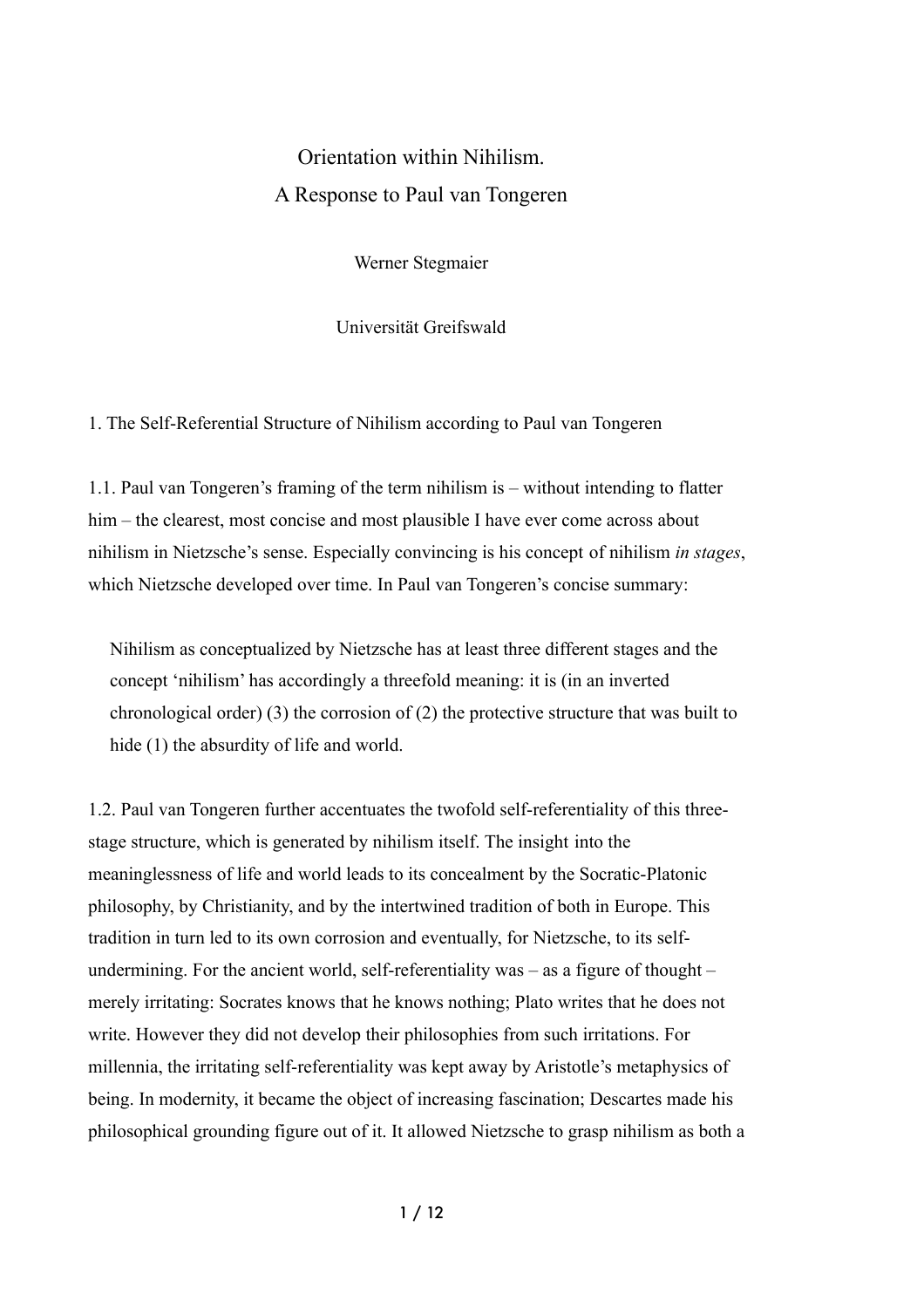# Orientation within Nihilism. A Response to Paul van Tongeren

Werner Stegmaier

Universität Greifswald

## 1. The Self-Referential Structure of Nihilism according to Paul van Tongeren

1.1. Paul van Tongeren's framing of the term nihilism is – without intending to flatter him – the clearest, most concise and most plausible I have ever come across about nihilism in Nietzsche's sense. Especially convincing is his concept of nihilism *in stages*, which Nietzsche developed over time. In Paul van Tongeren's concise summary:

> Nihilism as conceptualized by Nietzsche has at least three different stages and the concept 'nihilism' has accordingly a threefold meaning: it is (in an inverted chronological order) (3) the corrosion of (2) the protective structure that was built to hide (1) the absurdity of life and world.

1.2. Paul van Tongeren further accentuates the twofold self-referentiality of this three-stage structure, which is generated by nihilism itself. The insight into the meaninglessness of life and world leads to its concealment by the Socratic-Platonic philosophy, by Christianity, and by the intertwined tradition of both in Europe. This tradition in turn led to its own corrosion and eventually, for Nietzsche, to its self-undermining. For the ancient world, self-referentiality was – as a figure of thought – merely irritating: Socrates knows that he knows nothing; Plato writes that he does not write. However they did not develop their philosophies from such irritations. For millennia, the irritating self-referentiality was kept away by Aristotle's metaphysics of being. In modernity, it became the object of increasing fascination; Descartes made his philosophical grounding figure out of it. It allowed Nietzsche to grasp nihilism as both a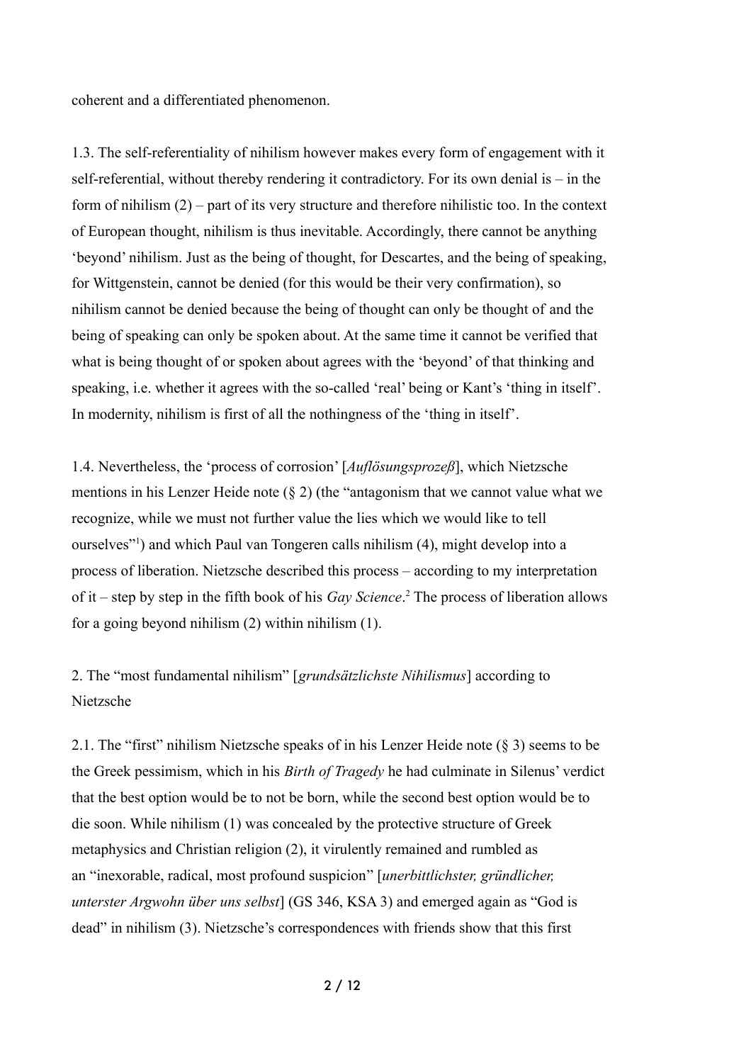coherent and a differentiated phenomenon.

1.3. The self-referentiality of nihilism however makes every form of engagement with it self-referential, without thereby rendering it contradictory. For its own denial is – in the form of nihilism (2) – part of its very structure and therefore nihilistic too. In the context of European thought, nihilism is thus inevitable. Accordingly, there cannot be anything 'beyond' nihilism. Just as the being of thought, for Descartes, and the being of speaking, for Wittgenstein, cannot be denied (for this would be their very confirmation), so nihilism cannot be denied because the being of thought can only be thought of and the being of speaking can only be spoken about. At the same time it cannot be verified that what is being thought of or spoken about agrees with the 'beyond' of that thinking and speaking, i.e. whether it agrees with the so-called 'real' being or Kant's 'thing in itself'. In modernity, nihilism is first of all the nothingness of the 'thing in itself'.

1.4. Nevertheless, the 'process of corrosion' [*Auflösungsprozeß*], which Nietzsche mentions in his Lenzer Heide note (§ 2) (the "antagonism that we cannot value what we recognize, while we must not further value the lies which we would like to tell ourselves"[1]) and which Paul van Tongeren calls nihilism (4), might develop into a process of liberation. Nietzsche described this process – according to my interpretation of it – step by step in the fifth book of his *Gay Science*.[2] The process of liberation allows for a going beyond nihilism (2) within nihilism (1).

## 2. The "most fundamental nihilism" [*grundsätzlichste Nihilismus*] according to Nietzsche

2.1. The "first" nihilism Nietzsche speaks of in his Lenzer Heide note (§ 3) seems to be the Greek pessimism, which in his *Birth of Tragedy* he had culminate in Silenus' verdict that the best option would be to not be born, while the second best option would be to die soon. While nihilism (1) was concealed by the protective structure of Greek metaphysics and Christian religion (2), it virulently remained and rumbled as an "inexorable, radical, most profound suspicion" [*unerbittlichster, gründlicher, unterster Argwohn über uns selbst*] (GS 346, KSA 3) and emerged again as "God is dead" in nihilism (3). Nietzsche's correspondences with friends show that this first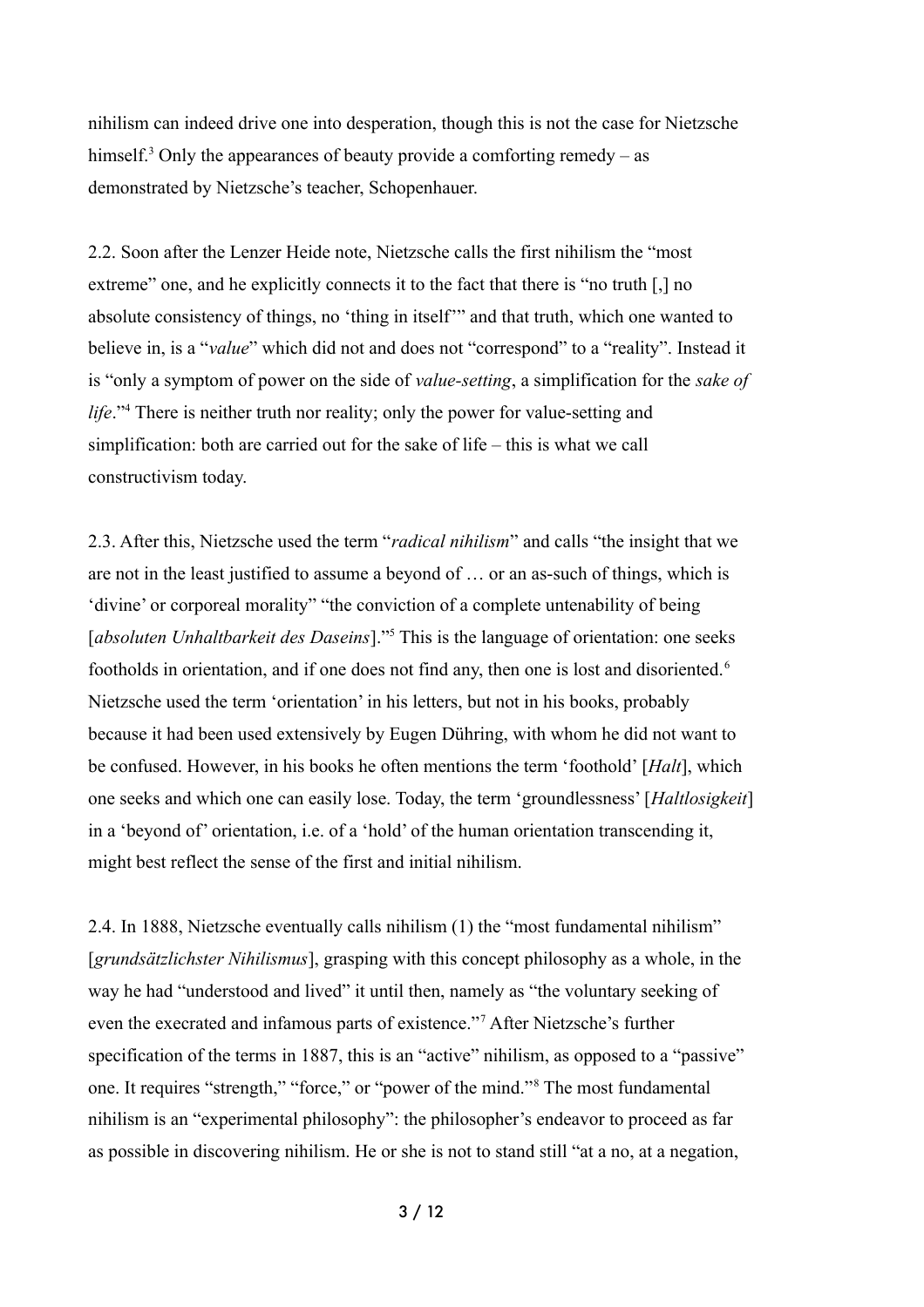nihilism can indeed drive one into desperation, though this is not the case for Nietzsche himself.[3] Only the appearances of beauty provide a comforting remedy – as demonstrated by Nietzsche's teacher, Schopenhauer.

2.2. Soon after the Lenzer Heide note, Nietzsche calls the first nihilism the "most extreme" one, and he explicitly connects it to the fact that there is "no truth [,] no absolute consistency of things, no 'thing in itself'" and that truth, which one wanted to believe in, is a "*value*" which did not and does not "correspond" to a "reality". Instead it is "only a symptom of power on the side of *value-setting*, a simplification for the *sake of life*."[4] There is neither truth nor reality; only the power for value-setting and simplification: both are carried out for the sake of life – this is what we call constructivism today.

2.3. After this, Nietzsche used the term "*radical nihilism*" and calls "the insight that we are not in the least justified to assume a beyond of … or an as-such of things, which is 'divine' or corporeal morality" "the conviction of a complete untenability of being [*absoluten Unhaltbarkeit des Daseins*]."[5] This is the language of orientation: one seeks footholds in orientation, and if one does not find any, then one is lost and disoriented.[6] Nietzsche used the term 'orientation' in his letters, but not in his books, probably because it had been used extensively by Eugen Dühring, with whom he did not want to be confused. However, in his books he often mentions the term 'foothold' [*Halt*], which one seeks and which one can easily lose. Today, the term 'groundlessness' [*Haltlosigkeit*] in a 'beyond of' orientation, i.e. of a 'hold' of the human orientation transcending it, might best reflect the sense of the first and initial nihilism.

2.4. In 1888, Nietzsche eventually calls nihilism (1) the "most fundamental nihilism" [*grundsätzlichster Nihilismus*], grasping with this concept philosophy as a whole, in the way he had "understood and lived" it until then, namely as "the voluntary seeking of even the execrated and infamous parts of existence."[7] After Nietzsche's further specification of the terms in 1887, this is an "active" nihilism, as opposed to a "passive" one. It requires "strength," "force," or "power of the mind."[8] The most fundamental nihilism is an "experimental philosophy": the philosopher's endeavor to proceed as far as possible in discovering nihilism. He or she is not to stand still "at a no, at a negation,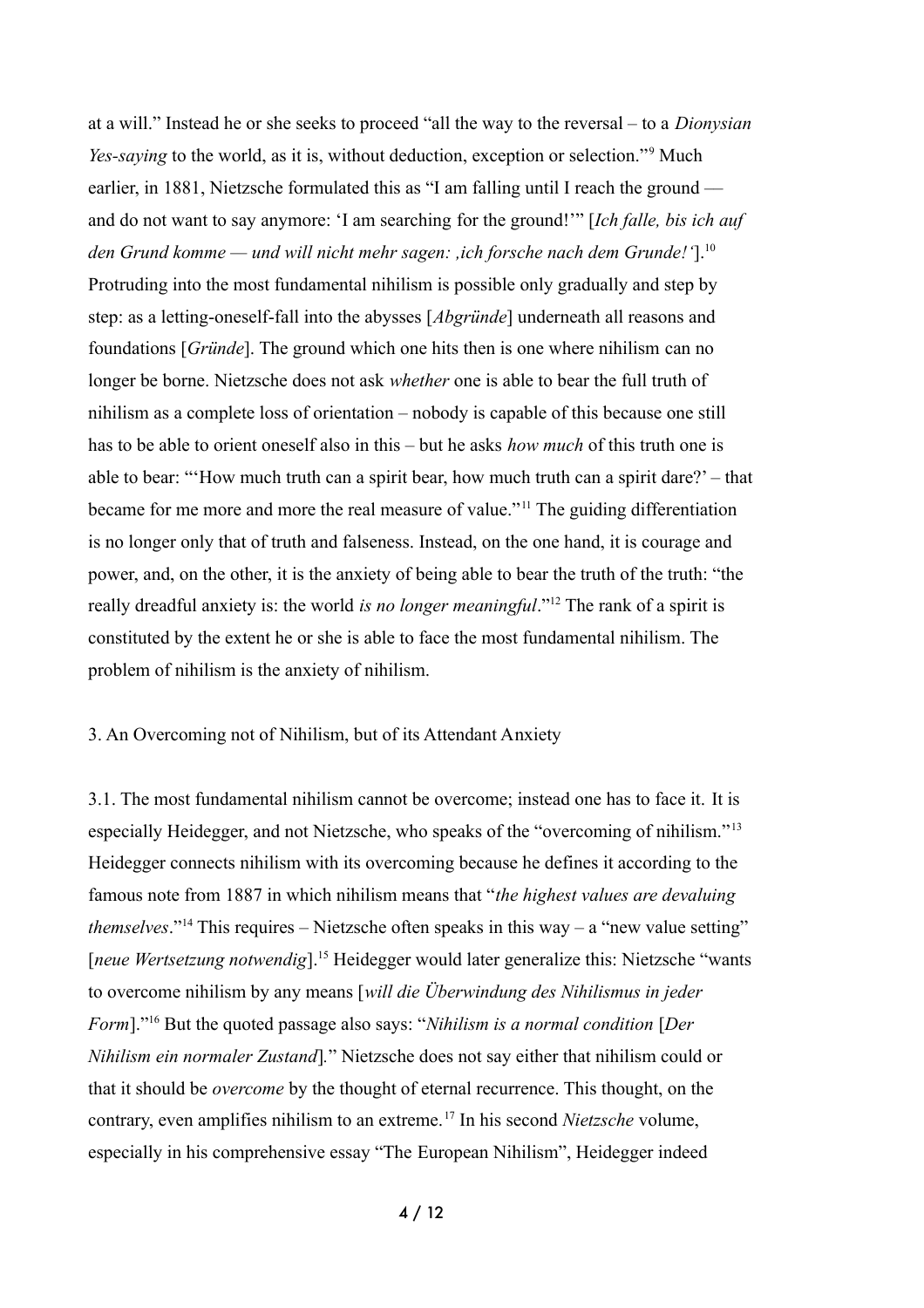at a will." Instead he or she seeks to proceed "all the way to the reversal – to a *Dionysian Yes-saying* to the world, as it is, without deduction, exception or selection."[9] Much earlier, in 1881, Nietzsche formulated this as "I am falling until I reach the ground — and do not want to say anymore: 'I am searching for the ground!'" [*Ich falle, bis ich auf den Grund komme — und will nicht mehr sagen: ‚ich forsche nach dem Grunde!'*].[10] Protruding into the most fundamental nihilism is possible only gradually and step by step: as a letting-oneself-fall into the abysses [*Abgründe*] underneath all reasons and foundations [*Gründe*]. The ground which one hits then is one where nihilism can no longer be borne. Nietzsche does not ask *whether* one is able to bear the full truth of nihilism as a complete loss of orientation – nobody is capable of this because one still has to be able to orient oneself also in this – but he asks *how much* of this truth one is able to bear: "'How much truth can a spirit bear, how much truth can a spirit dare?' – that became for me more and more the real measure of value."[11] The guiding differentiation is no longer only that of truth and falseness. Instead, on the one hand, it is courage and power, and, on the other, it is the anxiety of being able to bear the truth of the truth: "the really dreadful anxiety is: the world *is no longer meaningful*."[12] The rank of a spirit is constituted by the extent he or she is able to face the most fundamental nihilism. The problem of nihilism is the anxiety of nihilism.

## 3. An Overcoming not of Nihilism, but of its Attendant Anxiety

3.1. The most fundamental nihilism cannot be overcome; instead one has to face it. It is especially Heidegger, and not Nietzsche, who speaks of the "overcoming of nihilism."[13] Heidegger connects nihilism with its overcoming because he defines it according to the famous note from 1887 in which nihilism means that "*the highest values are devaluing themselves*."[14] This requires – Nietzsche often speaks in this way – a "new value setting" [*neue Wertsetzung notwendig*].[15] Heidegger would later generalize this: Nietzsche "wants to overcome nihilism by any means [*will die Überwindung des Nihilismus in jeder Form*]."[16] But the quoted passage also says: "*Nihilism is a normal condition* [*Der Nihilism ein normaler Zustand*]." Nietzsche does not say either that nihilism could or that it should be *overcome* by the thought of eternal recurrence. This thought, on the contrary, even amplifies nihilism to an extreme.[17] In his second *Nietzsche* volume, especially in his comprehensive essay "The European Nihilism", Heidegger indeed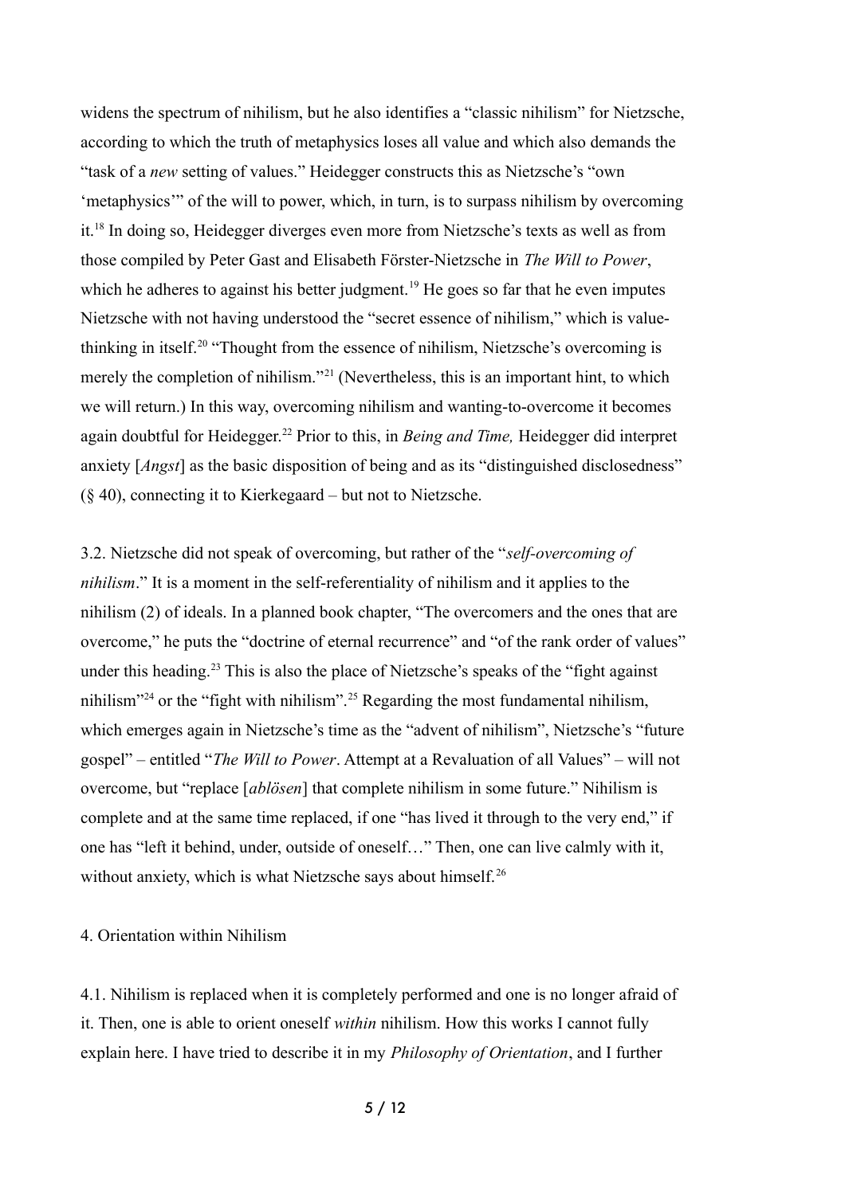widens the spectrum of nihilism, but he also identifies a "classic nihilism" for Nietzsche, according to which the truth of metaphysics loses all value and which also demands the "task of a *new* setting of values." Heidegger constructs this as Nietzsche's "own 'metaphysics'" of the will to power, which, in turn, is to surpass nihilism by overcoming it.[18] In doing so, Heidegger diverges even more from Nietzsche's texts as well as from those compiled by Peter Gast and Elisabeth Förster-Nietzsche in *The Will to Power*, which he adheres to against his better judgment.[19] He goes so far that he even imputes Nietzsche with not having understood the "secret essence of nihilism," which is value-thinking in itself.[20] "Thought from the essence of nihilism, Nietzsche's overcoming is merely the completion of nihilism."[21] (Nevertheless, this is an important hint, to which we will return.) In this way, overcoming nihilism and wanting-to-overcome it becomes again doubtful for Heidegger.[22] Prior to this, in *Being and Time,* Heidegger did interpret anxiety [*Angst*] as the basic disposition of being and as its "distinguished disclosedness" (§ 40), connecting it to Kierkegaard – but not to Nietzsche.

3.2. Nietzsche did not speak of overcoming, but rather of the "*self-overcoming of nihilism*." It is a moment in the self-referentiality of nihilism and it applies to the nihilism (2) of ideals. In a planned book chapter, "The overcomers and the ones that are overcome," he puts the "doctrine of eternal recurrence" and "of the rank order of values" under this heading.[23] This is also the place of Nietzsche's speaks of the "fight against nihilism"[24] or the "fight with nihilism".[25] Regarding the most fundamental nihilism, which emerges again in Nietzsche's time as the "advent of nihilism", Nietzsche's "future gospel" – entitled "*The Will to Power*. Attempt at a Revaluation of all Values" – will not overcome, but "replace [*ablösen*] that complete nihilism in some future." Nihilism is complete and at the same time replaced, if one "has lived it through to the very end," if one has "left it behind, under, outside of oneself…" Then, one can live calmly with it, without anxiety, which is what Nietzsche says about himself.[26]

## 4. Orientation within Nihilism

4.1. Nihilism is replaced when it is completely performed and one is no longer afraid of it. Then, one is able to orient oneself *within* nihilism. How this works I cannot fully explain here. I have tried to describe it in my *Philosophy of Orientation*, and I further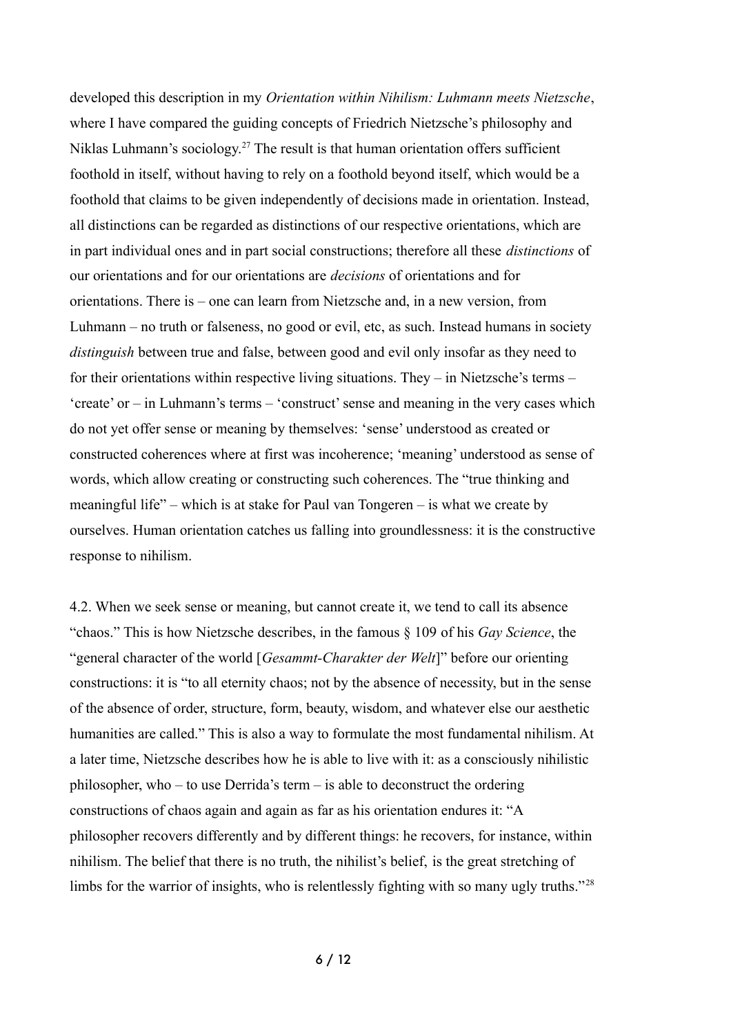developed this description in my *Orientation within Nihilism: Luhmann meets Nietzsche*, where I have compared the guiding concepts of Friedrich Nietzsche's philosophy and Niklas Luhmann's sociology.[27] The result is that human orientation offers sufficient foothold in itself, without having to rely on a foothold beyond itself, which would be a foothold that claims to be given independently of decisions made in orientation. Instead, all distinctions can be regarded as distinctions of our respective orientations, which are in part individual ones and in part social constructions; therefore all these *distinctions* of our orientations and for our orientations are *decisions* of orientations and for orientations. There is – one can learn from Nietzsche and, in a new version, from Luhmann – no truth or falseness, no good or evil, etc, as such. Instead humans in society *distinguish* between true and false, between good and evil only insofar as they need to for their orientations within respective living situations. They – in Nietzsche's terms – 'create' or – in Luhmann's terms – 'construct' sense and meaning in the very cases which do not yet offer sense or meaning by themselves: 'sense' understood as created or constructed coherences where at first was incoherence; 'meaning' understood as sense of words, which allow creating or constructing such coherences. The "true thinking and meaningful life" – which is at stake for Paul van Tongeren – is what we create by ourselves. Human orientation catches us falling into groundlessness: it is the constructive response to nihilism.

4.2. When we seek sense or meaning, but cannot create it, we tend to call its absence "chaos." This is how Nietzsche describes, in the famous § 109 of his *Gay Science*, the "general character of the world [*Gesammt-Charakter der Welt*]" before our orienting constructions: it is "to all eternity chaos; not by the absence of necessity, but in the sense of the absence of order, structure, form, beauty, wisdom, and whatever else our aesthetic humanities are called." This is also a way to formulate the most fundamental nihilism. At a later time, Nietzsche describes how he is able to live with it: as a consciously nihilistic philosopher, who – to use Derrida's term – is able to deconstruct the ordering constructions of chaos again and again as far as his orientation endures it: "A philosopher recovers differently and by different things: he recovers, for instance, within nihilism. The belief that there is no truth, the nihilist's belief, is the great stretching of limbs for the warrior of insights, who is relentlessly fighting with so many ugly truths."[28]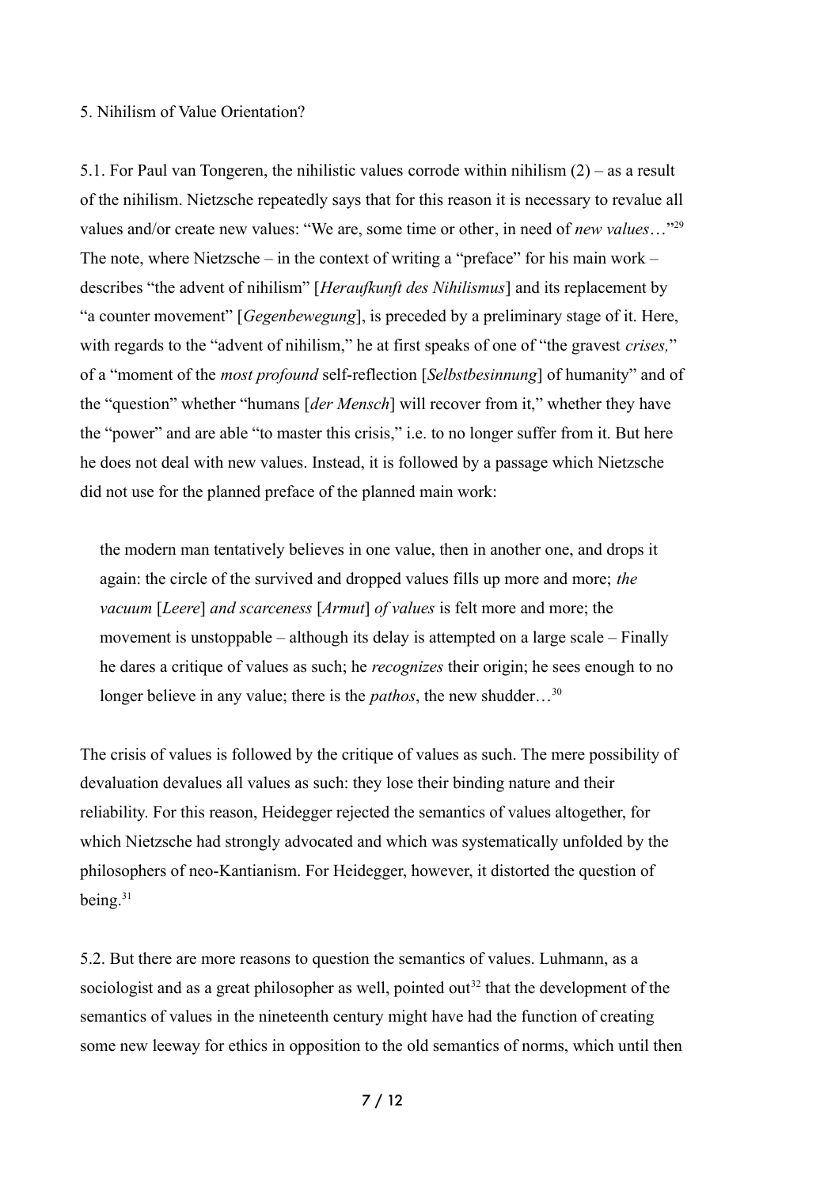5. Nihilism of Value Orientation?

5.1. For Paul van Tongeren, the nihilistic values corrode within nihilism (2) – as a result of the nihilism. Nietzsche repeatedly says that for this reason it is necessary to revalue all values and/or create new values: "We are, some time or other, in need of *new values*…"[29] The note, where Nietzsche – in the context of writing a "preface" for his main work – describes "the advent of nihilism" [*Heraufkunft des Nihilismus*] and its replacement by "a counter movement" [*Gegenbewegung*], is preceded by a preliminary stage of it. Here, with regards to the "advent of nihilism," he at first speaks of one of "the gravest *crises,*" of a "moment of the *most profound* self-reflection [*Selbstbesinnung*] of humanity" and of the "question" whether "humans [*der Mensch*] will recover from it," whether they have the "power" and are able "to master this crisis," i.e. to no longer suffer from it. But here he does not deal with new values. Instead, it is followed by a passage which Nietzsche did not use for the planned preface of the planned main work:

> the modern man tentatively believes in one value, then in another one, and drops it again: the circle of the survived and dropped values fills up more and more; *the vacuum* [*Leere*] *and scarceness* [*Armut*] *of values* is felt more and more; the movement is unstoppable – although its delay is attempted on a large scale – Finally he dares a critique of values as such; he *recognizes* their origin; he sees enough to no longer believe in any value; there is the *pathos*, the new shudder…[30]

The crisis of values is followed by the critique of values as such. The mere possibility of devaluation devalues all values as such: they lose their binding nature and their reliability. For this reason, Heidegger rejected the semantics of values altogether, for which Nietzsche had strongly advocated and which was systematically unfolded by the philosophers of neo-Kantianism. For Heidegger, however, it distorted the question of being.[31]

5.2. But there are more reasons to question the semantics of values. Luhmann, as a sociologist and as a great philosopher as well, pointed out[32] that the development of the semantics of values in the nineteenth century might have had the function of creating some new leeway for ethics in opposition to the old semantics of norms, which until then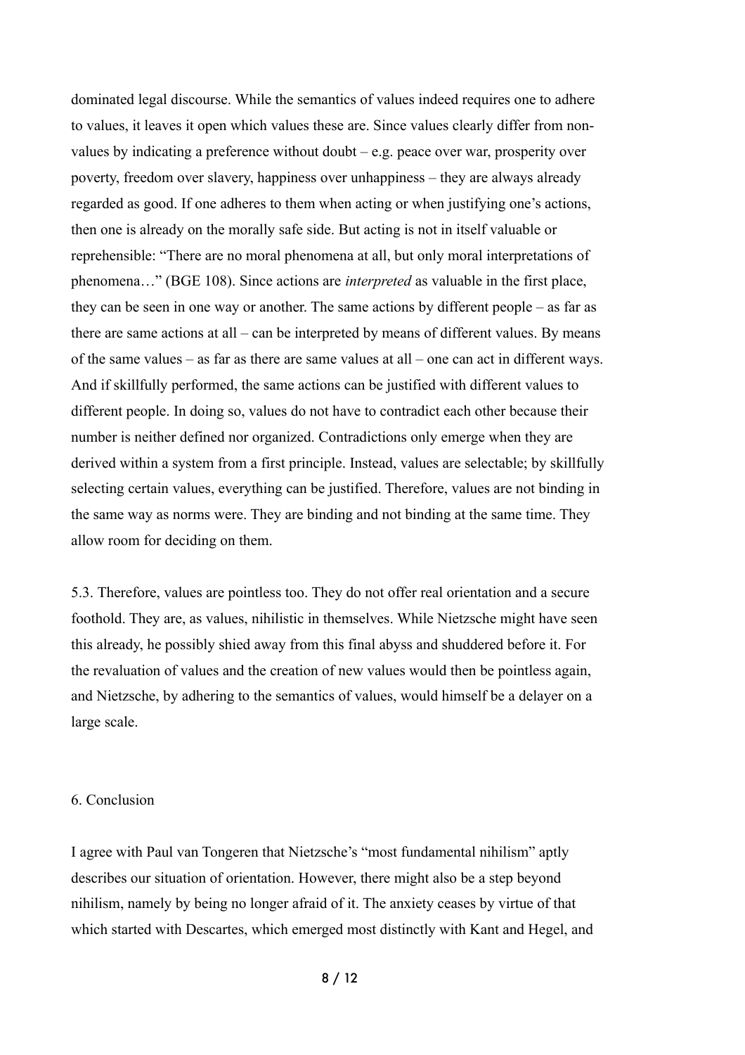dominated legal discourse. While the semantics of values indeed requires one to adhere to values, it leaves it open which values these are. Since values clearly differ from non-values by indicating a preference without doubt – e.g. peace over war, prosperity over poverty, freedom over slavery, happiness over unhappiness – they are always already regarded as good. If one adheres to them when acting or when justifying one's actions, then one is already on the morally safe side. But acting is not in itself valuable or reprehensible: "There are no moral phenomena at all, but only moral interpretations of phenomena…" (BGE 108). Since actions are *interpreted* as valuable in the first place, they can be seen in one way or another. The same actions by different people – as far as there are same actions at all – can be interpreted by means of different values. By means of the same values – as far as there are same values at all – one can act in different ways. And if skillfully performed, the same actions can be justified with different values to different people. In doing so, values do not have to contradict each other because their number is neither defined nor organized. Contradictions only emerge when they are derived within a system from a first principle. Instead, values are selectable; by skillfully selecting certain values, everything can be justified. Therefore, values are not binding in the same way as norms were. They are binding and not binding at the same time. They allow room for deciding on them.

5.3. Therefore, values are pointless too. They do not offer real orientation and a secure foothold. They are, as values, nihilistic in themselves. While Nietzsche might have seen this already, he possibly shied away from this final abyss and shuddered before it. For the revaluation of values and the creation of new values would then be pointless again, and Nietzsche, by adhering to the semantics of values, would himself be a delayer on a large scale.

## 6. Conclusion

I agree with Paul van Tongeren that Nietzsche's "most fundamental nihilism" aptly describes our situation of orientation. However, there might also be a step beyond nihilism, namely by being no longer afraid of it. The anxiety ceases by virtue of that which started with Descartes, which emerged most distinctly with Kant and Hegel, and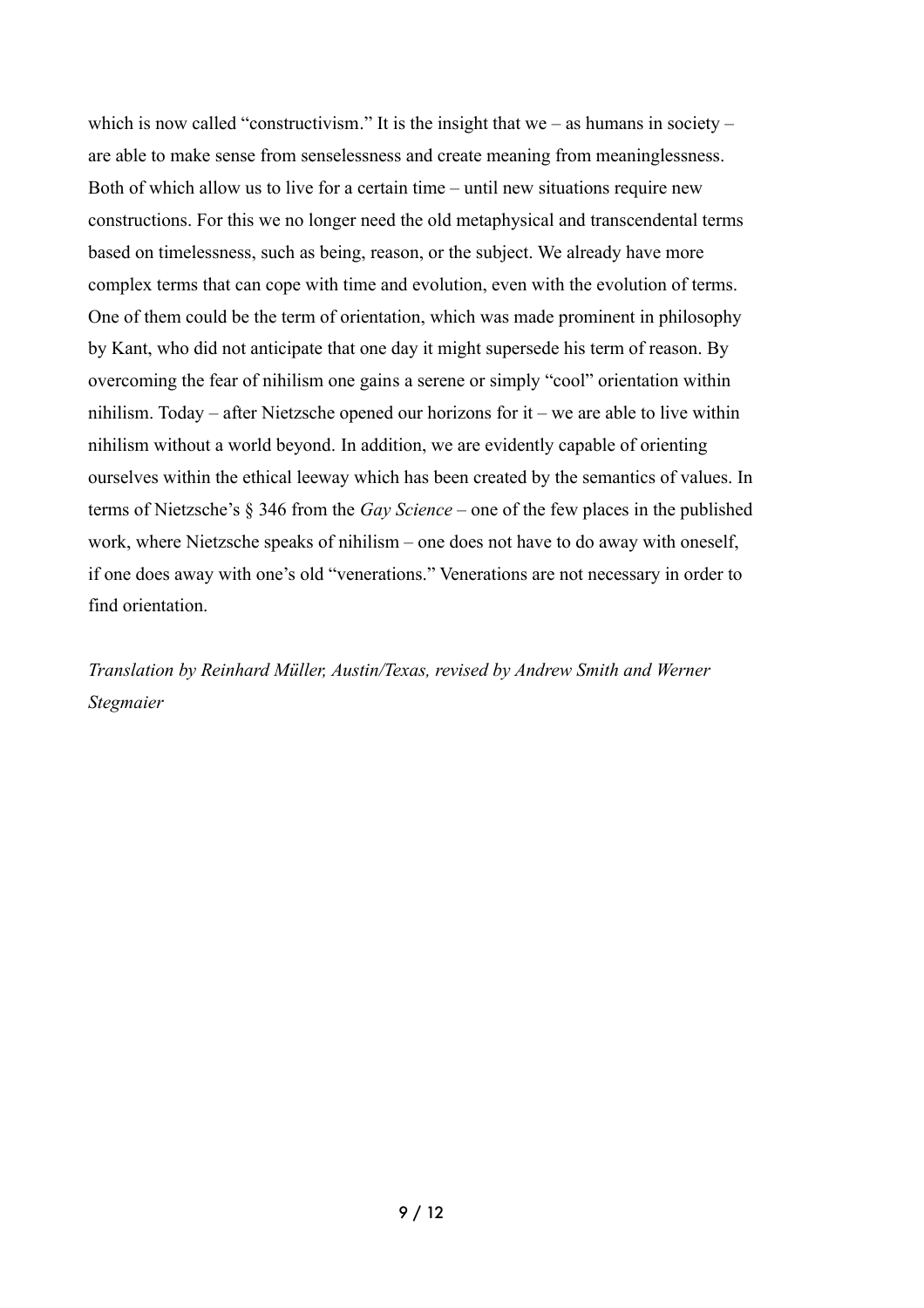which is now called "constructivism." It is the insight that we – as humans in society – are able to make sense from senselessness and create meaning from meaninglessness. Both of which allow us to live for a certain time – until new situations require new constructions. For this we no longer need the old metaphysical and transcendental terms based on timelessness, such as being, reason, or the subject. We already have more complex terms that can cope with time and evolution, even with the evolution of terms. One of them could be the term of orientation, which was made prominent in philosophy by Kant, who did not anticipate that one day it might supersede his term of reason. By overcoming the fear of nihilism one gains a serene or simply "cool" orientation within nihilism. Today – after Nietzsche opened our horizons for it – we are able to live within nihilism without a world beyond. In addition, we are evidently capable of orienting ourselves within the ethical leeway which has been created by the semantics of values. In terms of Nietzsche's § 346 from the *Gay Science* – one of the few places in the published work, where Nietzsche speaks of nihilism – one does not have to do away with oneself, if one does away with one's old "venerations." Venerations are not necessary in order to find orientation.

*Translation by Reinhard Müller, Austin/Texas, revised by Andrew Smith and Werner Stegmaier*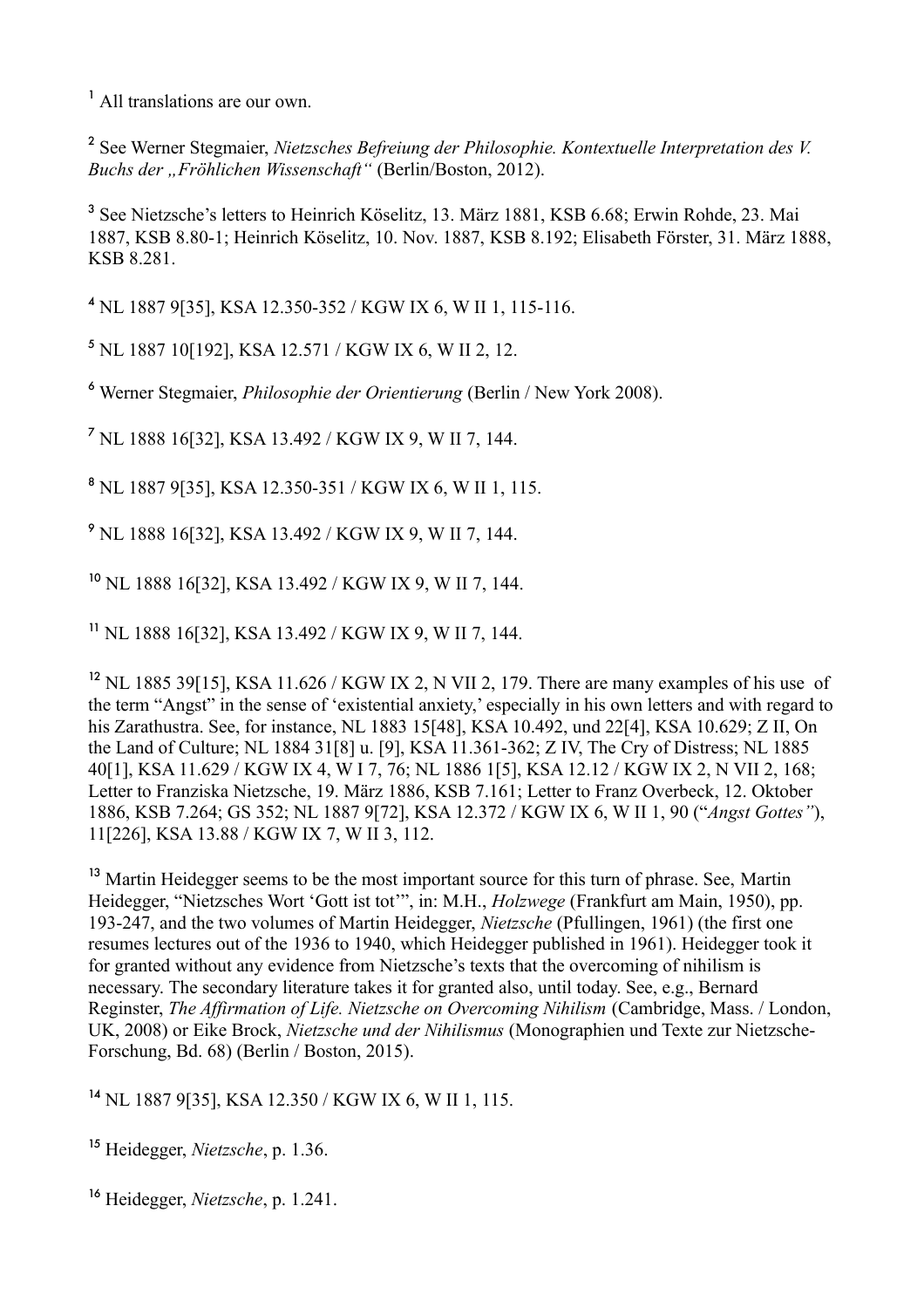[1] All translations are our own.

[2] See Werner Stegmaier, *Nietzsches Befreiung der Philosophie. Kontextuelle Interpretation des V. Buchs der „Fröhlichen Wissenschaft"* (Berlin/Boston, 2012).

[3] See Nietzsche's letters to Heinrich Köselitz, 13. März 1881, KSB 6.68; Erwin Rohde, 23. Mai 1887, KSB 8.80-1; Heinrich Köselitz, 10. Nov. 1887, KSB 8.192; Elisabeth Förster, 31. März 1888, KSB 8.281.

[4] NL 1887 9[35], KSA 12.350-352 / KGW IX 6, W II 1, 115-116.

[5] NL 1887 10[192], KSA 12.571 / KGW IX 6, W II 2, 12.

[6] Werner Stegmaier, *Philosophie der Orientierung* (Berlin / New York 2008).

[7] NL 1888 16[32], KSA 13.492 / KGW IX 9, W II 7, 144.

[8] NL 1887 9[35], KSA 12.350-351 / KGW IX 6, W II 1, 115.

[9] NL 1888 16[32], KSA 13.492 / KGW IX 9, W II 7, 144.

[10] NL 1888 16[32], KSA 13.492 / KGW IX 9, W II 7, 144.

[11] NL 1888 16[32], KSA 13.492 / KGW IX 9, W II 7, 144.

[12] NL 1885 39[15], KSA 11.626 / KGW IX 2, N VII 2, 179. There are many examples of his use of the term "Angst" in the sense of 'existential anxiety,' especially in his own letters and with regard to his Zarathustra. See, for instance, NL 1883 15[48], KSA 10.492, und 22[4], KSA 10.629; Z II, On the Land of Culture; NL 1884 31[8] u. [9], KSA 11.361-362; Z IV, The Cry of Distress; NL 1885 40[1], KSA 11.629 / KGW IX 4, W I 7, 76; NL 1886 1[5], KSA 12.12 / KGW IX 2, N VII 2, 168; Letter to Franziska Nietzsche, 19. März 1886, KSB 7.161; Letter to Franz Overbeck, 12. Oktober 1886, KSB 7.264; GS 352; NL 1887 9[72], KSA 12.372 / KGW IX 6, W II 1, 90 ("*Angst Gottes"*), 11[226], KSA 13.88 / KGW IX 7, W II 3, 112.

[13] Martin Heidegger seems to be the most important source for this turn of phrase. See, Martin Heidegger, "Nietzsches Wort 'Gott ist tot'", in: M.H., *Holzwege* (Frankfurt am Main, 1950), pp. 193-247, and the two volumes of Martin Heidegger, *Nietzsche* (Pfullingen, 1961) (the first one resumes lectures out of the 1936 to 1940, which Heidegger published in 1961). Heidegger took it for granted without any evidence from Nietzsche's texts that the overcoming of nihilism is necessary. The secondary literature takes it for granted also, until today. See, e.g., Bernard Reginster, *The Affirmation of Life. Nietzsche on Overcoming Nihilism* (Cambridge, Mass. / London, UK, 2008) or Eike Brock, *Nietzsche und der Nihilismus* (Monographien und Texte zur Nietzsche-Forschung, Bd. 68) (Berlin / Boston, 2015).

[14] NL 1887 9[35], KSA 12.350 / KGW IX 6, W II 1, 115.

[15] Heidegger, *Nietzsche*, p. 1.36.

[16] Heidegger, *Nietzsche*, p. 1.241.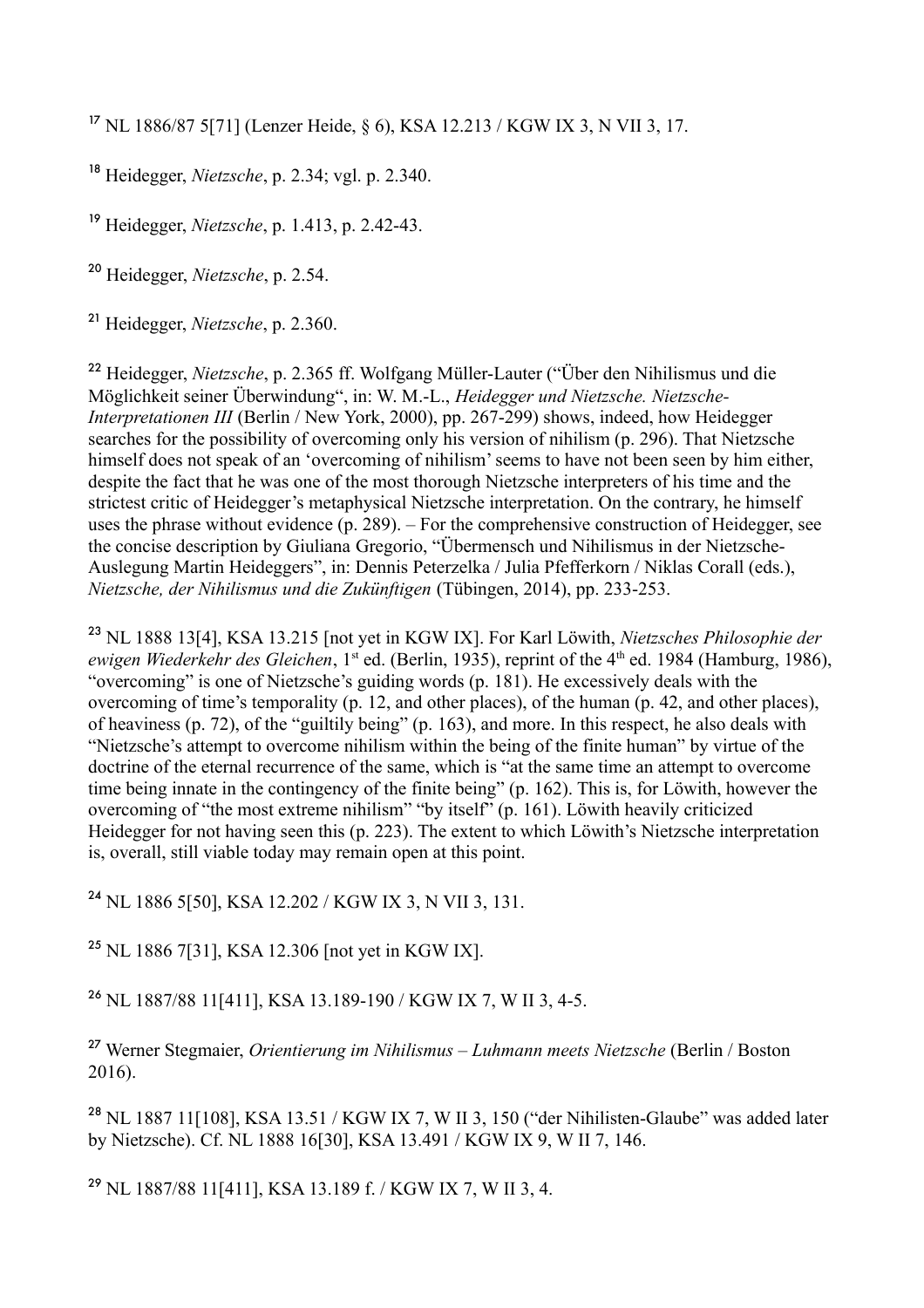[17] NL 1886/87 5[71] (Lenzer Heide, § 6), KSA 12.213 / KGW IX 3, N VII 3, 17.

[18] Heidegger, *Nietzsche*, p. 2.34; vgl. p. 2.340.

[19] Heidegger, *Nietzsche*, p. 1.413, p. 2.42-43.

[20] Heidegger, *Nietzsche*, p. 2.54.

[21] Heidegger, *Nietzsche*, p. 2.360.

[22] Heidegger, *Nietzsche*, p. 2.365 ff. Wolfgang Müller-Lauter ("Über den Nihilismus und die Möglichkeit seiner Überwindung", in: W. M.-L., *Heidegger und Nietzsche. Nietzsche-Interpretationen III* (Berlin / New York, 2000), pp. 267-299) shows, indeed, how Heidegger searches for the possibility of overcoming only his version of nihilism (p. 296). That Nietzsche himself does not speak of an 'overcoming of nihilism' seems to have not been seen by him either, despite the fact that he was one of the most thorough Nietzsche interpreters of his time and the strictest critic of Heidegger's metaphysical Nietzsche interpretation. On the contrary, he himself uses the phrase without evidence (p. 289). – For the comprehensive construction of Heidegger, see the concise description by Giuliana Gregorio, "Übermensch und Nihilismus in der Nietzsche-Auslegung Martin Heideggers", in: Dennis Peterzelka / Julia Pfefferkorn / Niklas Corall (eds.), *Nietzsche, der Nihilismus und die Zukünftigen* (Tübingen, 2014), pp. 233-253.

[23] NL 1888 13[4], KSA 13.215 [not yet in KGW IX]. For Karl Löwith, *Nietzsches Philosophie der ewigen Wiederkehr des Gleichen*, 1st ed. (Berlin, 1935), reprint of the 4th ed. 1984 (Hamburg, 1986), "overcoming" is one of Nietzsche's guiding words (p. 181). He excessively deals with the overcoming of time's temporality (p. 12, and other places), of the human (p. 42, and other places), of heaviness (p. 72), of the "guiltily being" (p. 163), and more. In this respect, he also deals with "Nietzsche's attempt to overcome nihilism within the being of the finite human" by virtue of the doctrine of the eternal recurrence of the same, which is "at the same time an attempt to overcome time being innate in the contingency of the finite being" (p. 162). This is, for Löwith, however the overcoming of "the most extreme nihilism" "by itself" (p. 161). Löwith heavily criticized Heidegger for not having seen this (p. 223). The extent to which Löwith's Nietzsche interpretation is, overall, still viable today may remain open at this point.

[24] NL 1886 5[50], KSA 12.202 / KGW IX 3, N VII 3, 131.

[25] NL 1886 7[31], KSA 12.306 [not yet in KGW IX].

[26] NL 1887/88 11[411], KSA 13.189-190 / KGW IX 7, W II 3, 4-5.

[27] Werner Stegmaier, *Orientierung im Nihilismus – Luhmann meets Nietzsche* (Berlin / Boston 2016).

[28] NL 1887 11[108], KSA 13.51 / KGW IX 7, W II 3, 150 ("der Nihilisten-Glaube" was added later by Nietzsche). Cf. NL 1888 16[30], KSA 13.491 / KGW IX 9, W II 7, 146.

[29] NL 1887/88 11[411], KSA 13.189 f. / KGW IX 7, W II 3, 4.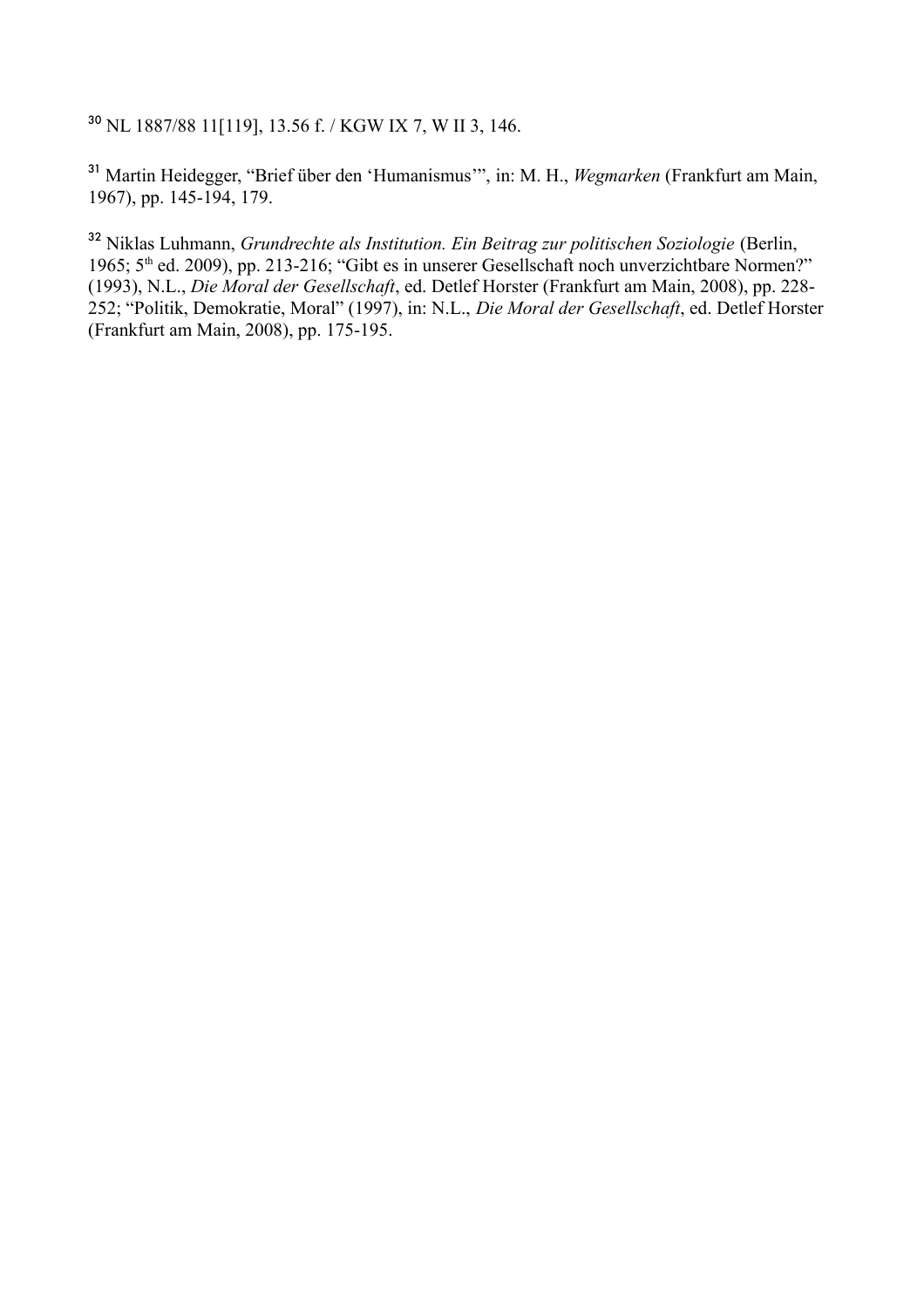[30] NL 1887/88 11[119], 13.56 f. / KGW IX 7, W II 3, 146.

[31] Martin Heidegger, "Brief über den 'Humanismus'", in: M. H., *Wegmarken* (Frankfurt am Main, 1967), pp. 145-194, 179.

[32] Niklas Luhmann, *Grundrechte als Institution. Ein Beitrag zur politischen Soziologie* (Berlin, 1965; 5th ed. 2009), pp. 213-216; "Gibt es in unserer Gesellschaft noch unverzichtbare Normen?" (1993), N.L., *Die Moral der Gesellschaft*, ed. Detlef Horster (Frankfurt am Main, 2008), pp. 228-252; "Politik, Demokratie, Moral" (1997), in: N.L., *Die Moral der Gesellschaft*, ed. Detlef Horster (Frankfurt am Main, 2008), pp. 175-195.